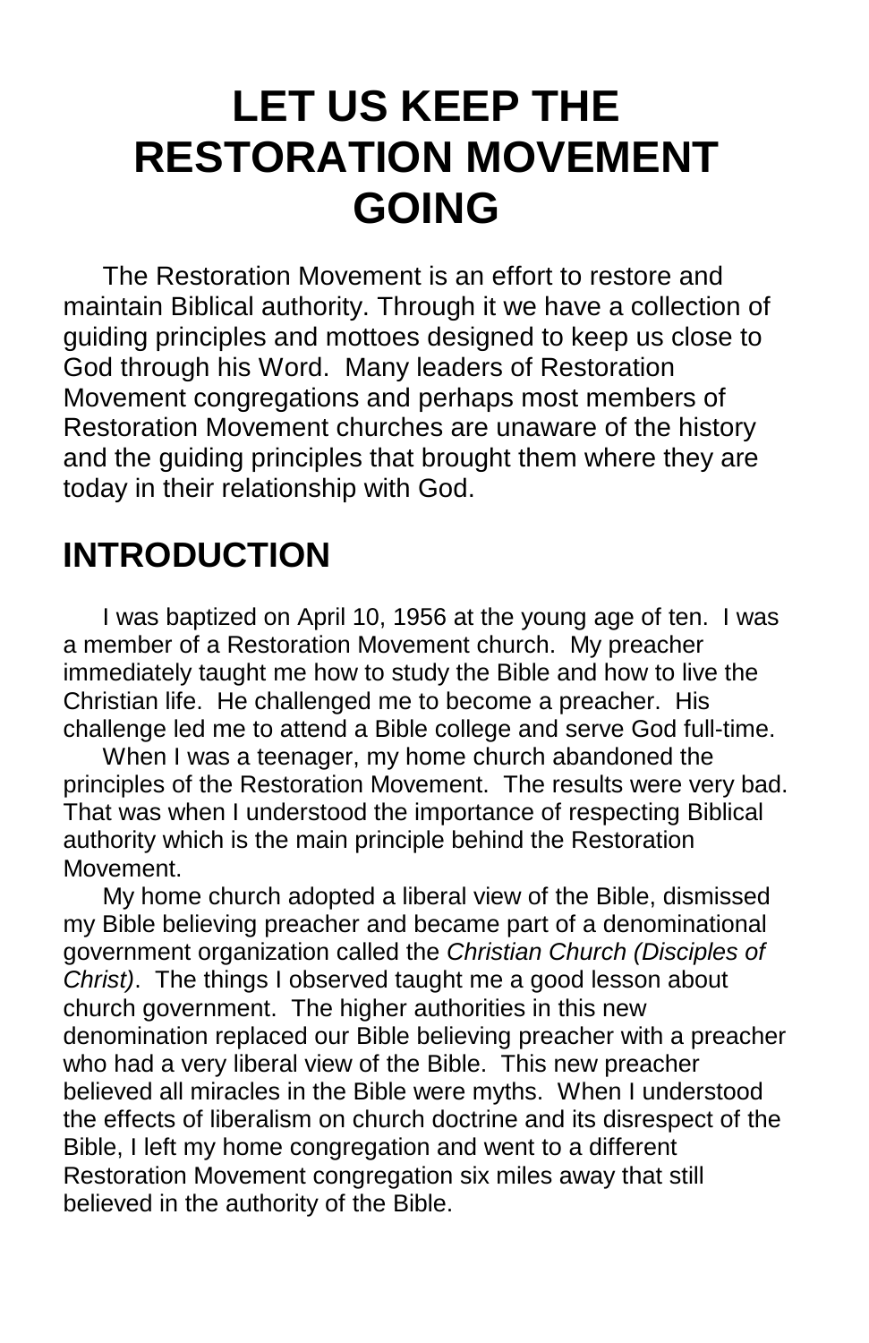# LET US KEEP THE RESTORATION MOVEMENT GOING

The Restoration Movement is an effort to restore and maintain Biblical authority. Through it we have a collection of guiding principles and mottoes designed to keep us close to God through his Word. Many leaders of Restoration Movement congregations and perhaps most members of Restoration Movement churches are unaware of the history and the guiding principles that brought them where they are today in their relationship with God.

## INTRODUCTION

I was baptized on April 10, 1956 at the young age of ten. I was a member of a Restoration Movement church. My preacher immediately taught me how to study the Bible and how to live the Christian life. He challenged me to become a preacher. His challenge led me to attend a Bible college and serve God full-time.

When I was a teenager, my home church abandoned the principles of the Restoration Movement. The results were very bad. That was when I understood the importance of respecting Biblical authority which is the main principle behind the Restoration Movement.

My home church adopted a liberal view of the Bible, dismissed my Bible believing preacher and became part of a denominational government organization called the *Christian Church (Disciples of Christ)*. The things I observed taught me a good lesson about church government. The higher authorities in this new denomination replaced our Bible believing preacher with a preacher who had a very liberal view of the Bible. This new preacher believed all miracles in the Bible were myths. When I understood the effects of liberalism on church doctrine and its disrespect of the Bible, I left my home congregation and went to a different Restoration Movement congregation six miles away that still believed in the authority of the Bible.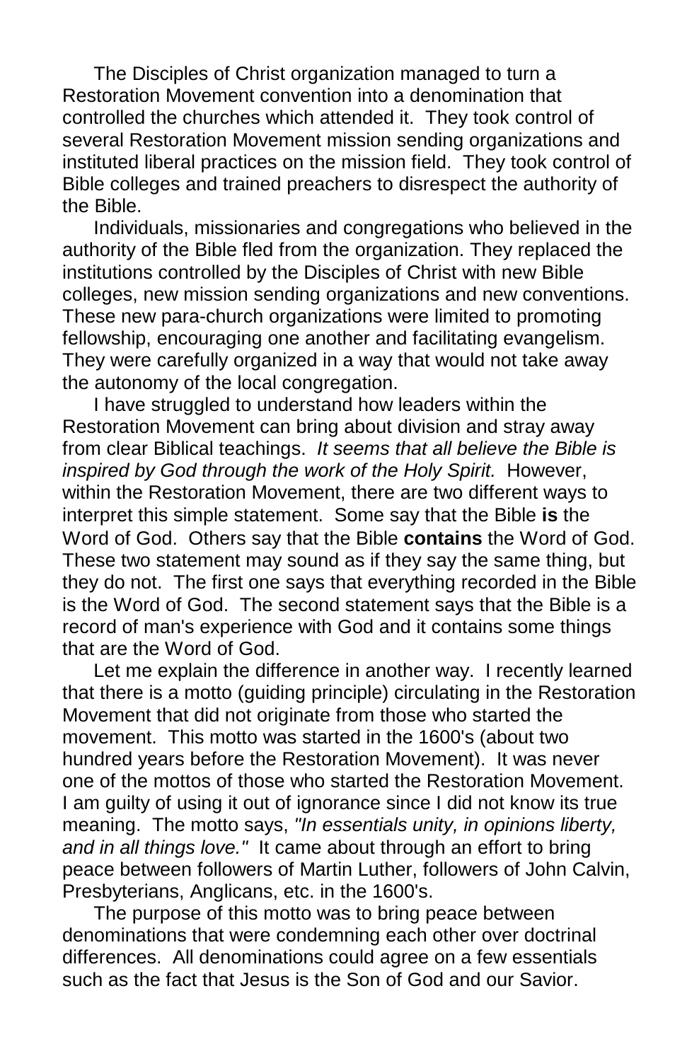The Disciples of Christ organization managed to turn a Restoration Movement convention into a denomination that controlled the churches which attended it. They took control of several Restoration Movement mission sending organizations and instituted liberal practices on the mission field. They took control of Bible colleges and trained preachers to disrespect the authority of the Bible.

Individuals, missionaries and congregations who believed in the authority of the Bible fled from the organization. They replaced the institutions controlled by the Disciples of Christ with new Bible colleges, new mission sending organizations and new conventions. These new para-church organizations were limited to promoting fellowship, encouraging one another and facilitating evangelism. They were carefully organized in a way that would not take away the autonomy of the local congregation.

I have struggled to understand how leaders within the Restoration Movement can bring about division and stray away from clear Biblical teachings. *It seems that all believe the Bible is inspired by God through the work of the Holy Spirit.* However, within the Restoration Movement, there are two different ways to interpret this simple statement. Some say that the Bible **is** the Word of God. Others say that the Bible **contains** the Word of God. These two statement may sound as if they say the same thing, but they do not. The first one says that everything recorded in the Bible is the Word of God. The second statement says that the Bible is a record of man's experience with God and it contains some things that are the Word of God.

Let me explain the difference in another way. I recently learned that there is a motto (guiding principle) circulating in the Restoration Movement that did not originate from those who started the movement. This motto was started in the 1600's (about two hundred years before the Restoration Movement). It was never one of the mottos of those who started the Restoration Movement. I am guilty of using it out of ignorance since I did not know its true meaning. The motto says, *"In essentials unity, in opinions liberty, and in all things love."* It came about through an effort to bring peace between followers of Martin Luther, followers of John Calvin, Presbyterians, Anglicans, etc. in the 1600's.

The purpose of this motto was to bring peace between denominations that were condemning each other over doctrinal differences. All denominations could agree on a few essentials such as the fact that Jesus is the Son of God and our Savior.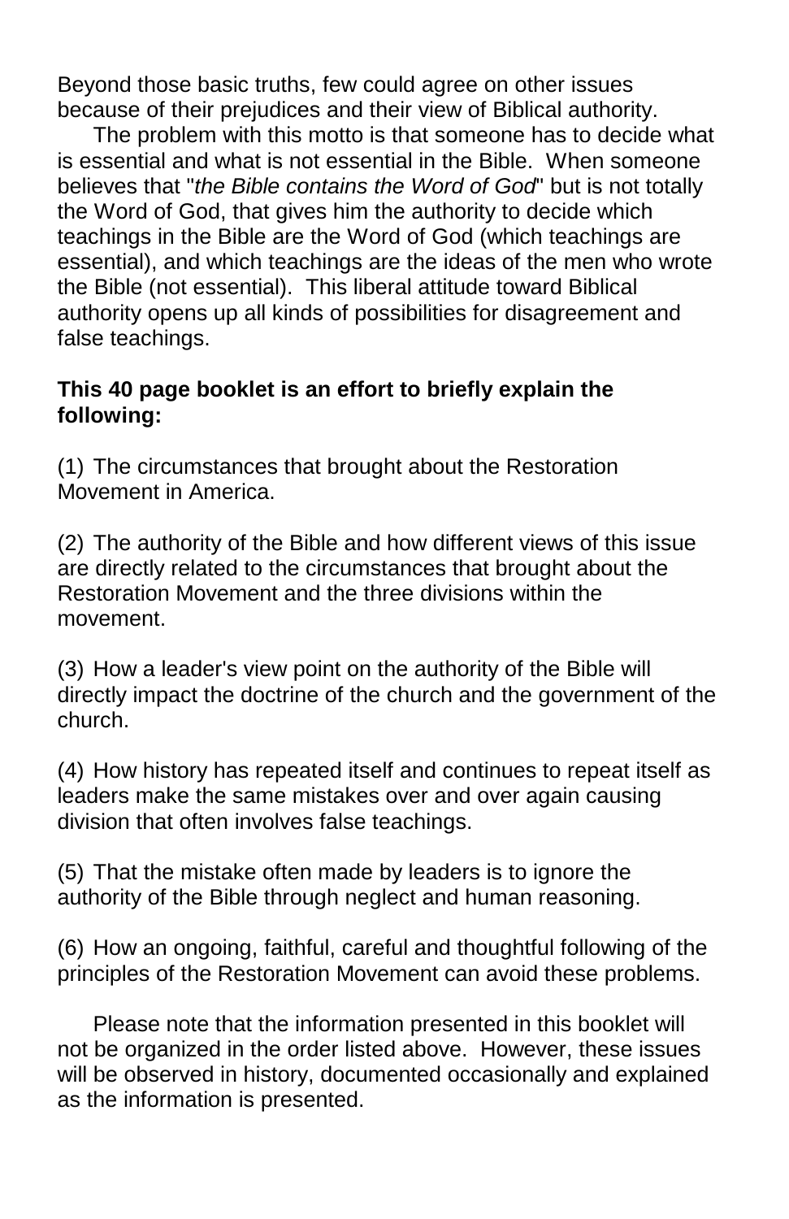Beyond those basic truths, few could agree on other issues because of their prejudices and their view of Biblical authority.

The problem with this motto is that someone has to decide what is essential and what is not essential in the Bible. When someone believes that "*the Bible contains the Word of God*" but is not totally the Word of God, that gives him the authority to decide which teachings in the Bible are the Word of God (which teachings are essential), and which teachings are the ideas of the men who wrote the Bible (not essential). This liberal attitude toward Biblical authority opens up all kinds of possibilities for disagreement and false teachings.

**This 40 page booklet is an effort to briefly explain the following:**

(1) The circumstances that brought about the Restoration Movement in America.

(2) The authority of the Bible and how different views of this issue are directly related to the circumstances that brought about the Restoration Movement and the three divisions within the movement.

(3) How a leader's view point on the authority of the Bible will directly impact the doctrine of the church and the government of the church.

(4) How history has repeated itself and continues to repeat itself as leaders make the same mistakes over and over again causing division that often involves false teachings.

(5) That the mistake often made by leaders is to ignore the authority of the Bible through neglect and human reasoning.

(6) How an ongoing, faithful, careful and thoughtful following of the principles of the Restoration Movement can avoid these problems.

Please note that the information presented in this booklet will not be organized in the order listed above. However, these issues will be observed in history, documented occasionally and explained as the information is presented.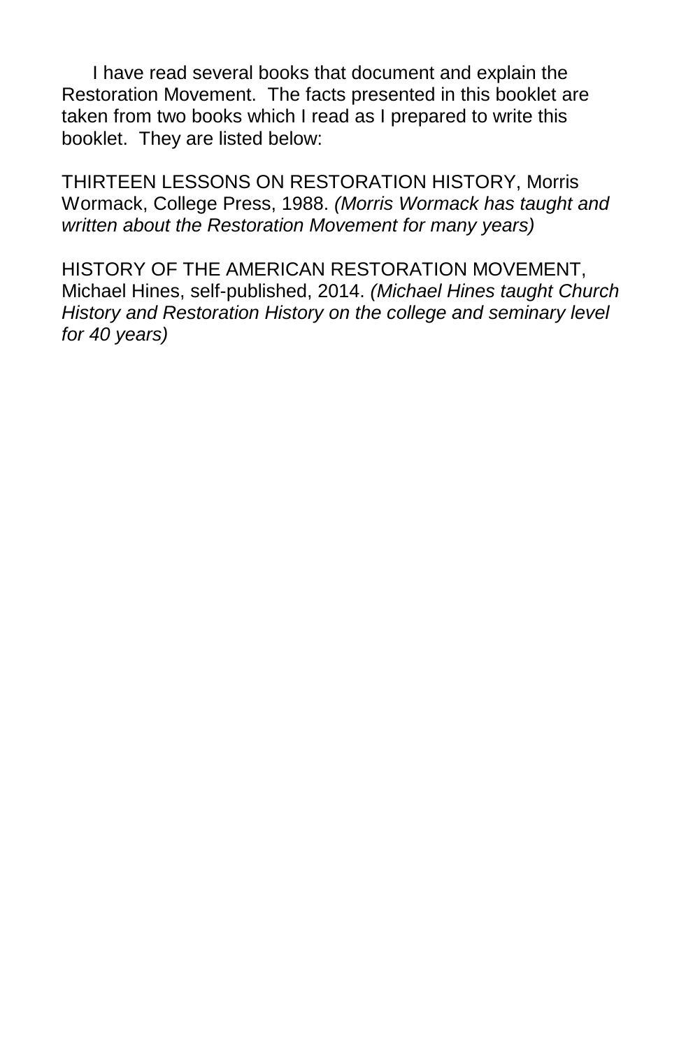I have read several books that document and explain the Restoration Movement. The facts presented in this booklet are taken from two books which I read as I prepared to write this booklet. They are listed below:

THIRTEEN LESSONS ON RESTORATION HISTORY, Morris Wormack, College Press, 1988. *(Morris Wormack has taught and written about the Restoration Movement for many years)*

HISTORY OF THE AMERICAN RESTORATION MOVEMENT, Michael Hines, self-published, 2014. *(Michael Hines taught Church History and Restoration History on the college and seminary level for 40 years)*